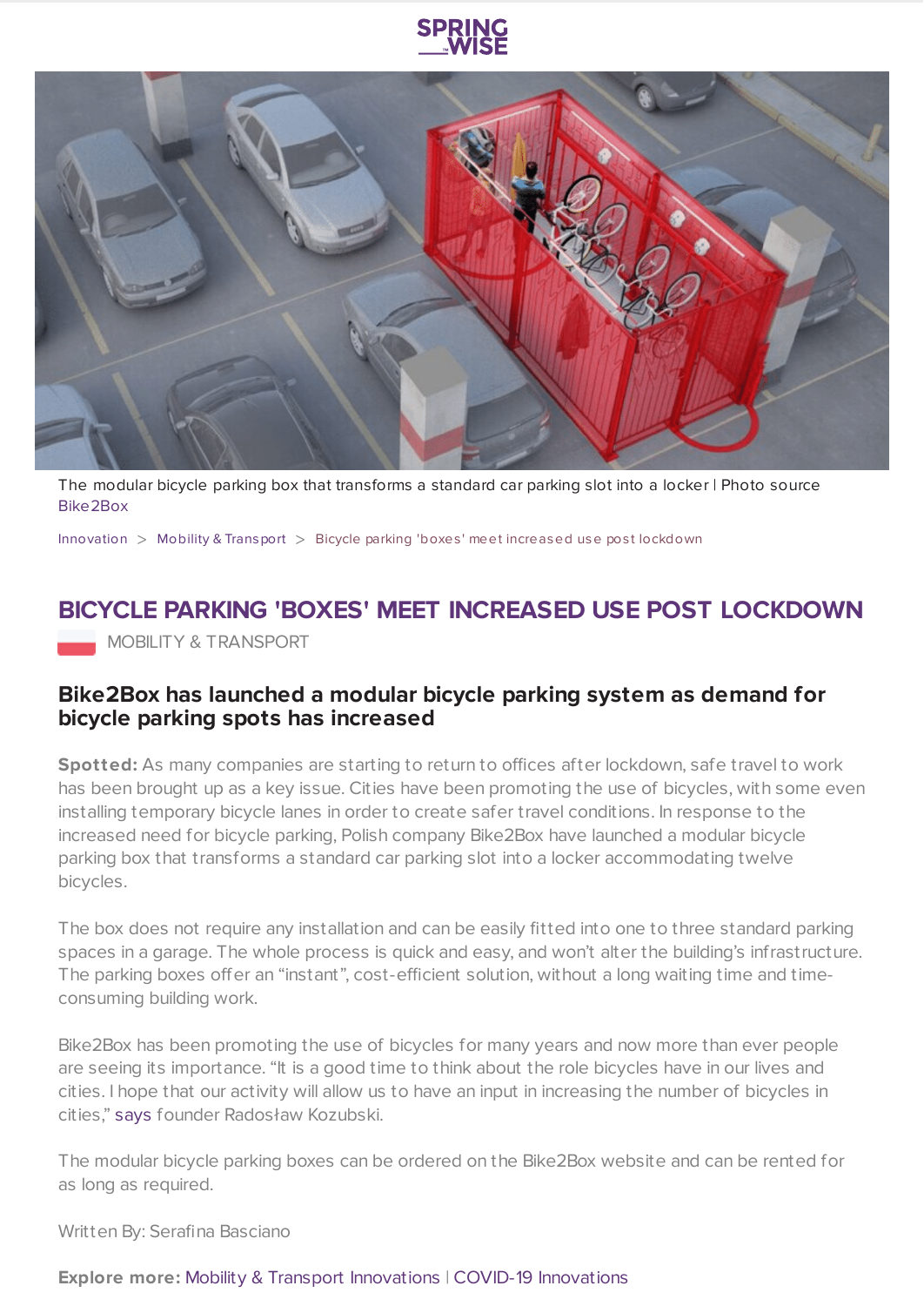The modular bicycle parking box that transforms a standard car parking slot into a locker | Photo source Bike2Box

Innovation > Mobility & Transport > Bicycle parking 'boxes' meet increased use post lockdown

# BICYCLE PARKING 'BOXES' MEET INCREASED USE POST LOCKDOWN

MOBILITY & TRANSPORT

## Bike2Box has launched a modular bicycle parking system as demand for bicycle parking spots has increased

**Spotted:** As many companies are starting to return to offices after lockdown, safe travel to work has been brought up as a key issue. Cities have been promoting the use of bicycles, with some even installing temporary bicycle lanes in order to create safer travel conditions. In response to the increased need for bicycle parking, Polish company Bike2Box have launched a modular bicycle parking box that transforms a standard car parking slot into a locker accommodating twelve bicycles.

The box does not require any installation and can be easily fitted into one to three standard parking spaces in a garage. The whole process is quick and easy, and won't alter the building's infrastructure. The parking boxes offer an "instant", cost-efficient solution, without a long waiting time and time-consuming building work.

Bike2Box has been promoting the use of bicycles for many years and now more than ever people are seeing its importance. "It is a good time to think about the role bicycles have in our lives and cities. I hope that our activity will allow us to have an input in increasing the number of bicycles in cities," says founder Radosław Kozubski.

The modular bicycle parking boxes can be ordered on the Bike2Box website and can be rented for as long as required.

Written By: Serafina Basciano

**Explore more:** Mobility & Transport Innovations | COVID-19 Innovations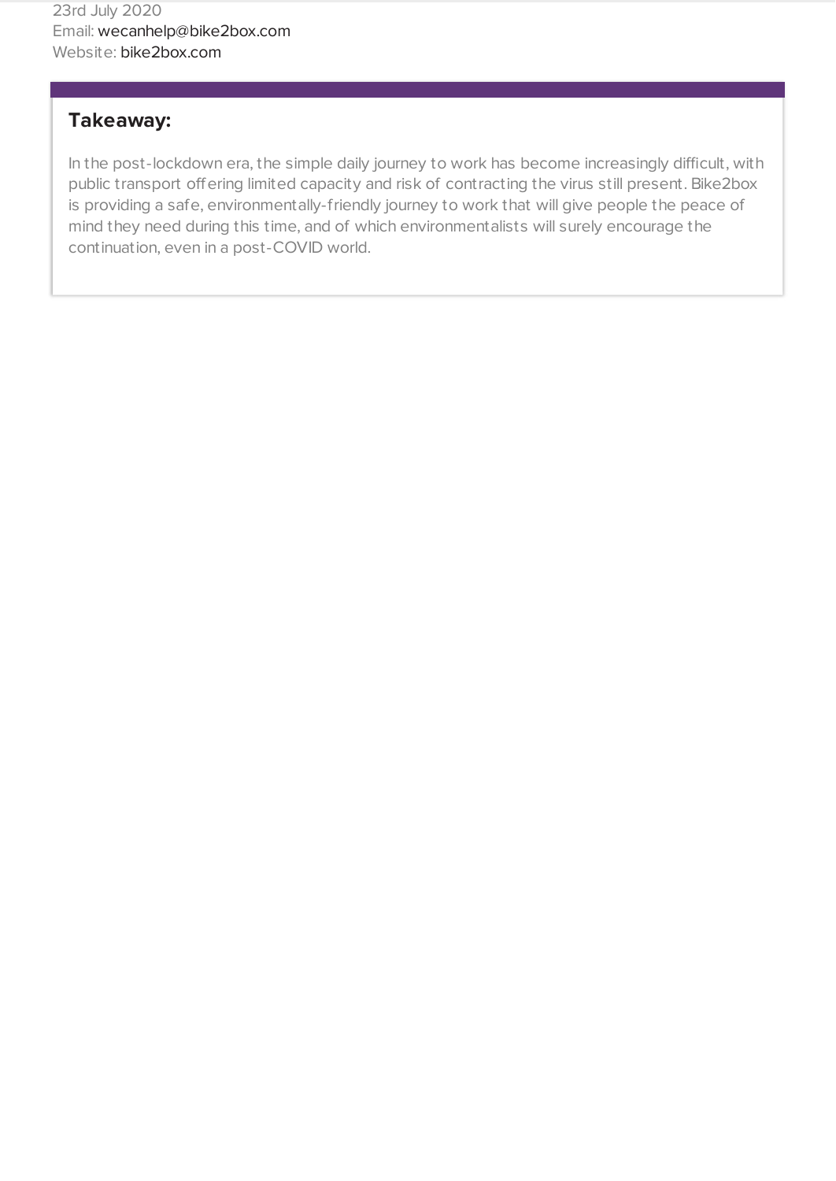23rd July 2020
Email: wecanhelp@bike2box.com
Website: bike2box.com

### Takeaway:

In the post-lockdown era, the simple daily journey to work has become increasingly difficult, with public transport offering limited capacity and risk of contracting the virus still present. Bike2box is providing a safe, environmentally-friendly journey to work that will give people the peace of mind they need during this time, and of which environmentalists will surely encourage the continuation, even in a post-COVID world.